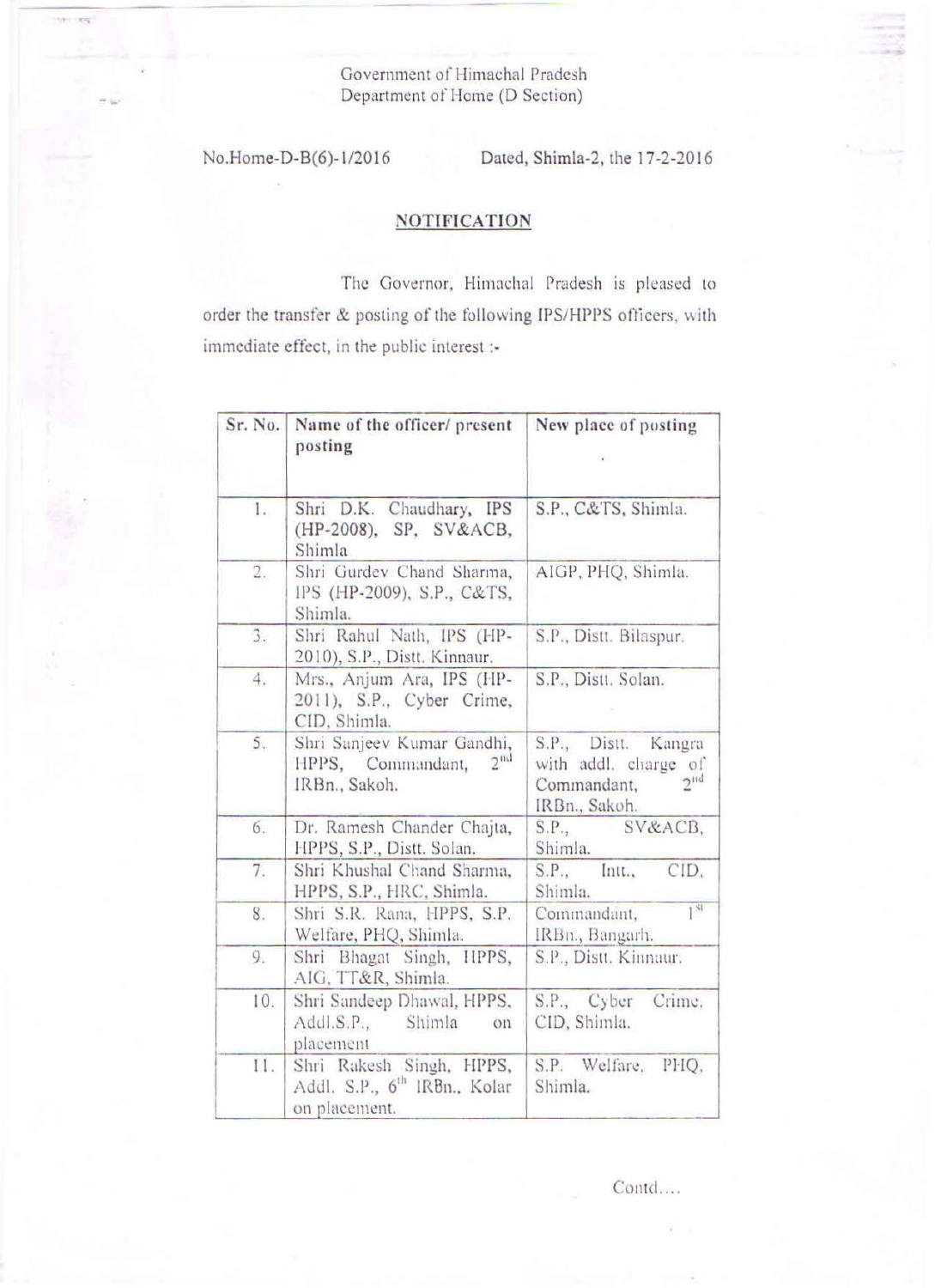Government of Himachal Pradesh
Department of Home (D Section)

No.Home-D-B(6)-1/2016 Dated, Shimla-2, the 17-2-2016

## NOTIFICATION

The Governor, Himachal Pradesh is pleased to order the transfer & posting of the following IPS/HPPS officers, with immediate effect, in the public interest :-

| Sr. No. | Name of the officer/ present posting | New place of posting |
|---|---|---|
| 1. | Shri D.K. Chaudhary, IPS (HP-2008), SP, SV&ACB, Shimla | S.P., C&TS, Shimla. |
| 2. | Shri Gurdev Chand Sharma, IPS (HP-2009), S.P., C&TS, Shimla. | AIGP, PHQ, Shimla. |
| 3. | Shri Rahul Nath, IPS (HP-2010), S.P., Distt. Kinnaur. | S.P., Distt. Bilaspur. |
| 4. | Mrs., Anjum Ara, IPS (HP-2011), S.P., Cyber Crime, CID, Shimla. | S.P., Distt. Solan. |
| 5. | Shri Sanjeev Kumar Gandhi, HPPS, Commandant, 2nd IRBn., Sakoh. | S.P., Distt. Kangra with addl. charge of Commandant, 2nd IRBn., Sakoh. |
| 6. | Dr. Ramesh Chander Chajta, HPPS, S.P., Distt. Solan. | S.P., SV&ACB, Shimla. |
| 7. | Shri Khushal Chand Sharma, HPPS, S.P., HRC, Shimla. | S.P., Intt., CID, Shimla. |
| 8. | Shri S.R. Rana, HPPS, S.P. Welfare, PHQ, Shimla. | Commandant, 1st IRBn., Bangarh. |
| 9. | Shri Bhagat Singh, HPPS, AIG, TT&R, Shimla. | S.P., Distt. Kinnaur. |
| 10. | Shri Sandeep Dhawal, HPPS, Addl.S.P., Shimla on placement | S.P., Cyber Crime, CID, Shimla. |
| 11. | Shri Rakesh Singh, HPPS, Addl. S.P., 6th IRBn., Kolar on placement. | S.P. Welfare, PHQ, Shimla. |

Contd....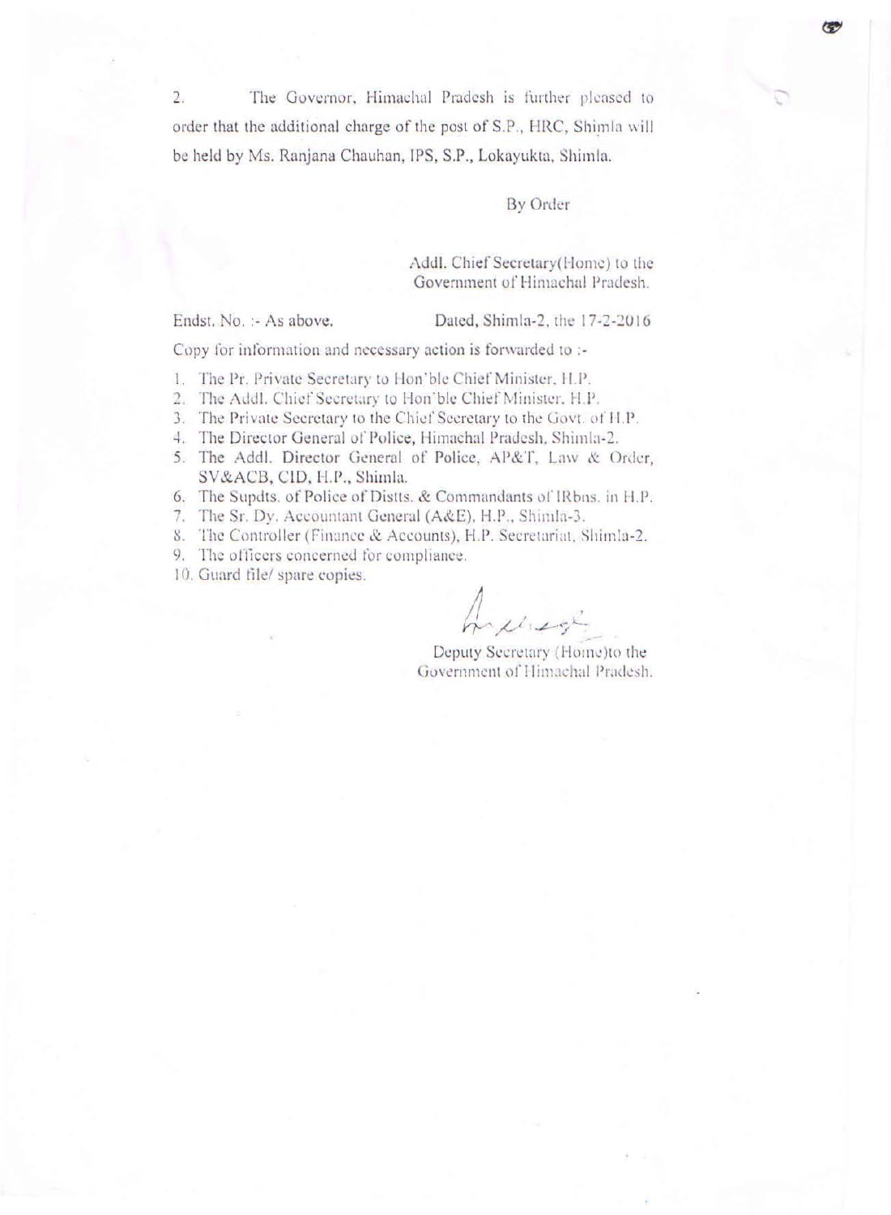2. The Governor, Himachal Pradesh is further pleased to order that the additional charge of the post of S.P., HRC, Shimla will be held by Ms. Ranjana Chauhan, IPS, S.P., Lokayukta, Shimla.

By Order

Addl. Chief Secretary(Home) to the
Government of Himachal Pradesh.

Endst. No. :- As above. Dated, Shimla-2, the 17-2-2016

Copy for information and necessary action is forwarded to :-

1. The Pr. Private Secretary to Hon'ble Chief Minister, H.P.
2. The Addl. Chief Secretary to Hon'ble Chief Minister, H.P.
3. The Private Secretary to the Chief Secretary to the Govt. of H.P.
4. The Director General of Police, Himachal Pradesh, Shimla-2.
5. The Addl. Director General of Police, AP&T, Law & Order, SV&ACB, CID, H.P., Shimla.
6. The Supdts. of Police of Distts. & Commandants of IRbns. in H.P.
7. The Sr. Dy. Accountant General (A&E), H.P., Shimla-3.
8. The Controller (Finance & Accounts), H.P. Secretariat, Shimla-2.
9. The officers concerned for compliance.
10. Guard file/ spare copies.

Deputy Secretary (Home)to the
Government of Himachal Pradesh.